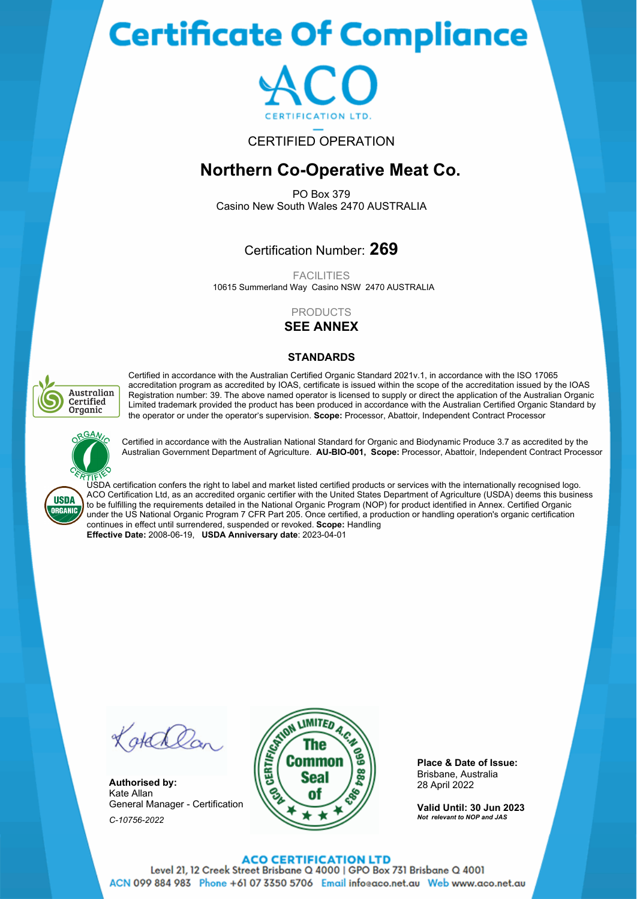# Certificate Of Compliance

ACO

CERTIFICATION LTD.

CERTIFIED OPERATION

## Northern Co-Operative Meat Co.

PO Box 379
Casino New South Wales 2470 AUSTRALIA

Certification Number: **269**

FACILITIES

10615 Summerland Way Casino NSW 2470 AUSTRALIA

PRODUCTS

**SEE ANNEX**

### STANDARDS

Certified in accordance with the Australian Certified Organic Standard 2021v.1, in accordance with the ISO 17065 accreditation program as accredited by IOAS, certificate is issued within the scope of the accreditation issued by the IOAS Registration number: 39. The above named operator is licensed to supply or direct the application of the Australian Organic Limited trademark provided the product has been produced in accordance with the Australian Certified Organic Standard by the operator or under the operator's supervision. **Scope:** Processor, Abattoir, Independent Contract Processor

Certified in accordance with the Australian National Standard for Organic and Biodynamic Produce 3.7 as accredited by the Australian Government Department of Agriculture. **AU-BIO-001, Scope:** Processor, Abattoir, Independent Contract Processor

USDA certification confers the right to label and market listed certified products or services with the internationally recognised logo. ACO Certification Ltd, as an accredited organic certifier with the United States Department of Agriculture (USDA) deems this business to be fulfilling the requirements detailed in the National Organic Program (NOP) for product identified in Annex. Certified Organic under the US National Organic Program 7 CFR Part 205. Once certified, a production or handling operation's organic certification continues in effect until surrendered, suspended or revoked. **Scope:** Handling
**Effective Date:** 2008-06-19, **USDA Anniversary date**: 2023-04-01

**Authorised by:**
Kate Allan
General Manager - Certification

*C-10756-2022*

**Place & Date of Issue:**
Brisbane, Australia
28 April 2022

**Valid Until: 30 Jun 2023**
***Not relevant to NOP and JAS***

**ACO CERTIFICATION LTD**
Level 21, 12 Creek Street Brisbane Q 4000 | GPO Box 731 Brisbane Q 4001
ACN 099 884 983 Phone +61 07 3350 5706 Email info@aco.net.au Web www.aco.net.au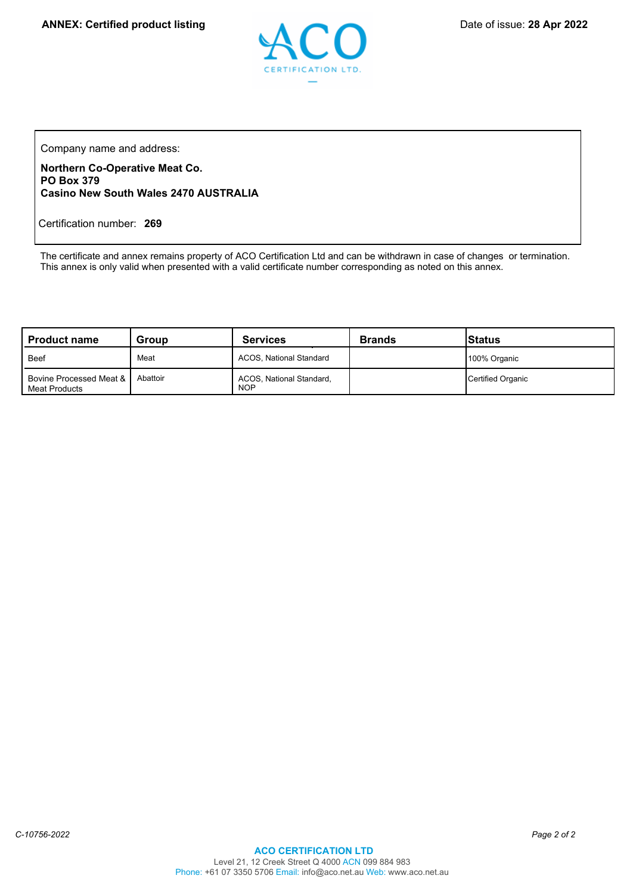**ANNEX: Certified product listing**

Date of issue: **28 Apr 2022**

Company name and address:

**Northern Co-Operative Meat Co.**
**PO Box 379**
**Casino New South Wales 2470 AUSTRALIA**

Certification number: **269**

The certificate and annex remains property of ACO Certification Ltd and can be withdrawn in case of changes or termination. This annex is only valid when presented with a valid certificate number corresponding as noted on this annex.

| Product name | Group | Services | Brands | Status |
|---|---|---|---|---|
| Beef | Meat | ACOS, National Standard | | 100% Organic |
| Bovine Processed Meat & Meat Products | Abattoir | ACOS, National Standard, NOP | | Certified Organic |

C-10756-2022

**ACO CERTIFICATION LTD**
Level 21, 12 Creek Street Q 4000 ACN 099 884 983
Phone: +61 07 3350 5706 Email: info@aco.net.au Web: www.aco.net.au